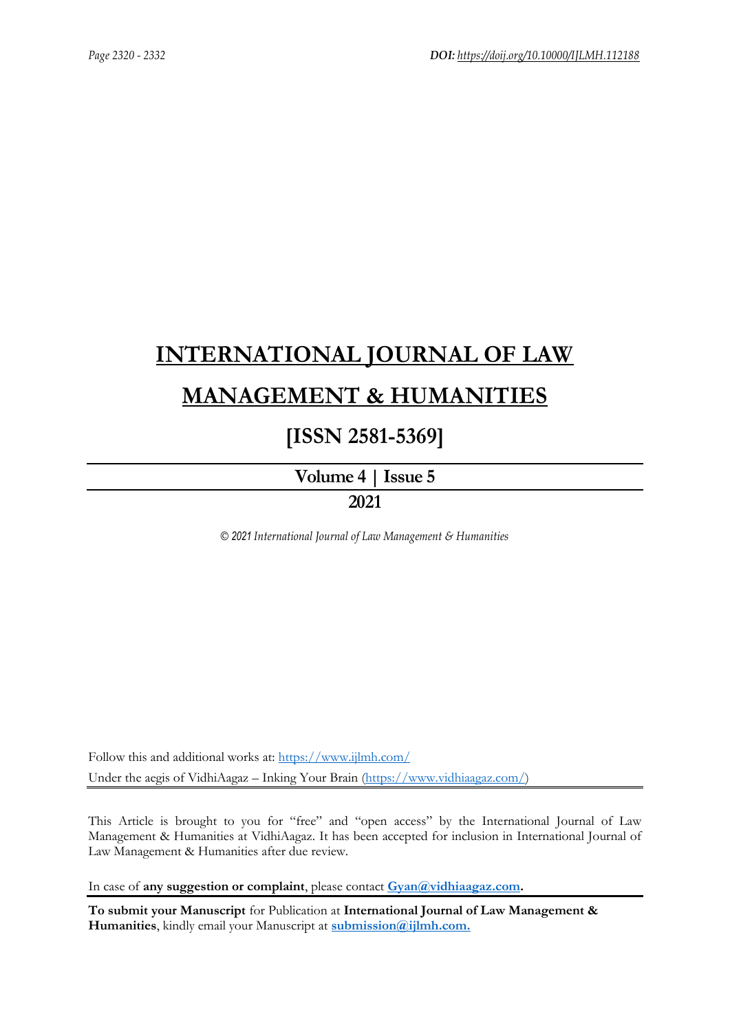# INTERNATIONAL JOURNAL OF LAW MANAGEMENT & HUMANITIES

## [ISSN 2581-5369]

**Volume 4 | Issue 5**

**2021**

*© 2021 International Journal of Law Management & Humanities*

Follow this and additional works at: https://www.ijlmh.com/

Under the aegis of VidhiAagaz – Inking Your Brain (https://www.vidhiaagaz.com/)

This Article is brought to you for "free" and "open access" by the International Journal of Law Management & Humanities at VidhiAagaz. It has been accepted for inclusion in International Journal of Law Management & Humanities after due review.

In case of **any suggestion or complaint**, please contact **Gyan@vidhiaagaz.com.**

**To submit your Manuscript** for Publication at **International Journal of Law Management & Humanities**, kindly email your Manuscript at **submission@ijlmh.com.**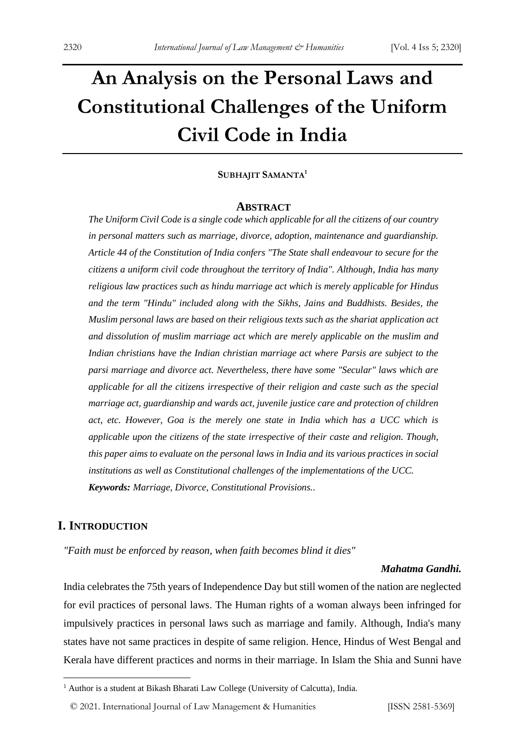# An Analysis on the Personal Laws and Constitutional Challenges of the Uniform Civil Code in India

**SUBHAJIT SAMANTA**[1]

## ABSTRACT

***The Uniform Civil Code is a single code which applicable for all the citizens of our country in personal matters such as marriage, divorce, adoption, maintenance and guardianship. Article 44 of the Constitution of India confers "The State shall endeavour to secure for the citizens a uniform civil code throughout the territory of India". Although, India has many religious law practices such as hindu marriage act which is merely applicable for Hindus and the term "Hindu" included along with the Sikhs, Jains and Buddhists. Besides, the Muslim personal laws are based on their religious texts such as the shariat application act and dissolution of muslim marriage act which are merely applicable on the muslim and Indian christians have the Indian christian marriage act where Parsis are subject to the parsi marriage and divorce act. Nevertheless, there have some "Secular" laws which are applicable for all the citizens irrespective of their religion and caste such as the special marriage act, guardianship and wards act, juvenile justice care and protection of children act, etc. However, Goa is the merely one state in India which has a UCC which is applicable upon the citizens of the state irrespective of their caste and religion. Though, this paper aims to evaluate on the personal laws in India and its various practices in social institutions as well as Constitutional challenges of the implementations of the UCC.***

***Keywords:** Marriage, Divorce, Constitutional Provisions..*

## I. INTRODUCTION

*"Faith must be enforced by reason, when faith becomes blind it dies"*

***Mahatma Gandhi.***

India celebrates the 75th years of Independence Day but still women of the nation are neglected for evil practices of personal laws. The Human rights of a woman always been infringed for impulsively practices in personal laws such as marriage and family. Although, India's many states have not same practices in despite of same religion. Hence, Hindus of West Bengal and Kerala have different practices and norms in their marriage. In Islam the Shia and Sunni have

---

[1] Author is a student at Bikash Bharati Law College (University of Calcutta), India.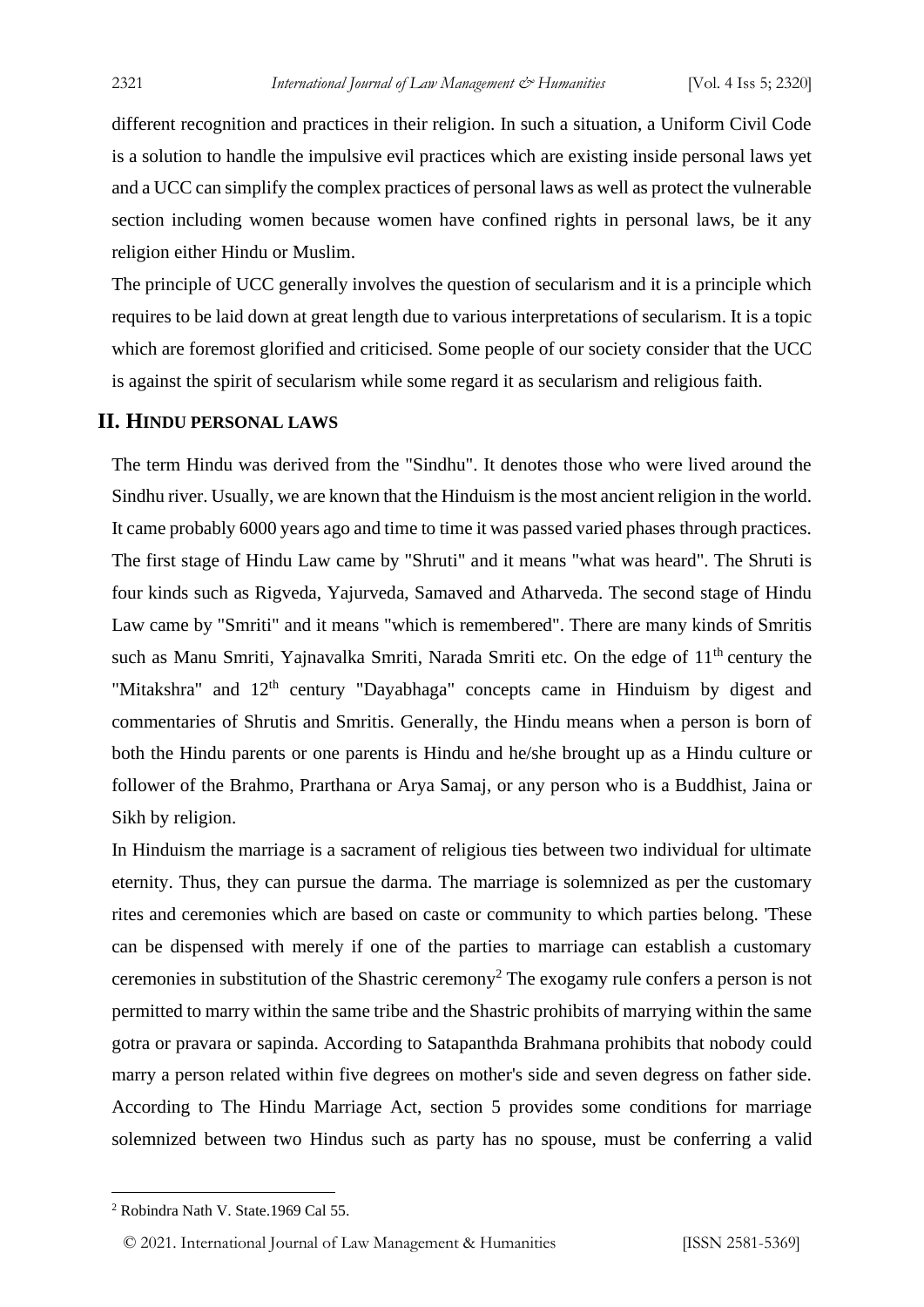different recognition and practices in their religion. In such a situation, a Uniform Civil Code is a solution to handle the impulsive evil practices which are existing inside personal laws yet and a UCC can simplify the complex practices of personal laws as well as protect the vulnerable section including women because women have confined rights in personal laws, be it any religion either Hindu or Muslim.

The principle of UCC generally involves the question of secularism and it is a principle which requires to be laid down at great length due to various interpretations of secularism. It is a topic which are foremost glorified and criticised. Some people of our society consider that the UCC is against the spirit of secularism while some regard it as secularism and religious faith.

## II. HINDU PERSONAL LAWS

The term Hindu was derived from the "Sindhu". It denotes those who were lived around the Sindhu river. Usually, we are known that the Hinduism is the most ancient religion in the world. It came probably 6000 years ago and time to time it was passed varied phases through practices. The first stage of Hindu Law came by "Shruti" and it means "what was heard". The Shruti is four kinds such as Rigveda, Yajurveda, Samaved and Atharveda. The second stage of Hindu Law came by "Smriti" and it means "which is remembered". There are many kinds of Smritis such as Manu Smriti, Yajnavalka Smriti, Narada Smriti etc. On the edge of 11th century the "Mitakshra" and 12th century "Dayabhaga" concepts came in Hinduism by digest and commentaries of Shrutis and Smritis. Generally, the Hindu means when a person is born of both the Hindu parents or one parents is Hindu and he/she brought up as a Hindu culture or follower of the Brahmo, Prarthana or Arya Samaj, or any person who is a Buddhist, Jaina or Sikh by religion.

In Hinduism the marriage is a sacrament of religious ties between two individual for ultimate eternity. Thus, they can pursue the darma. The marriage is solemnized as per the customary rites and ceremonies which are based on caste or community to which parties belong. 'These can be dispensed with merely if one of the parties to marriage can establish a customary ceremonies in substitution of the Shastric ceremony[2] The exogamy rule confers a person is not permitted to marry within the same tribe and the Shastric prohibits of marrying within the same gotra or pravara or sapinda. According to Satapanthda Brahmana prohibits that nobody could marry a person related within five degrees on mother's side and seven degress on father side. According to The Hindu Marriage Act, section 5 provides some conditions for marriage solemnized between two Hindus such as party has no spouse, must be conferring a valid

---

[2] Robindra Nath V. State.1969 Cal 55.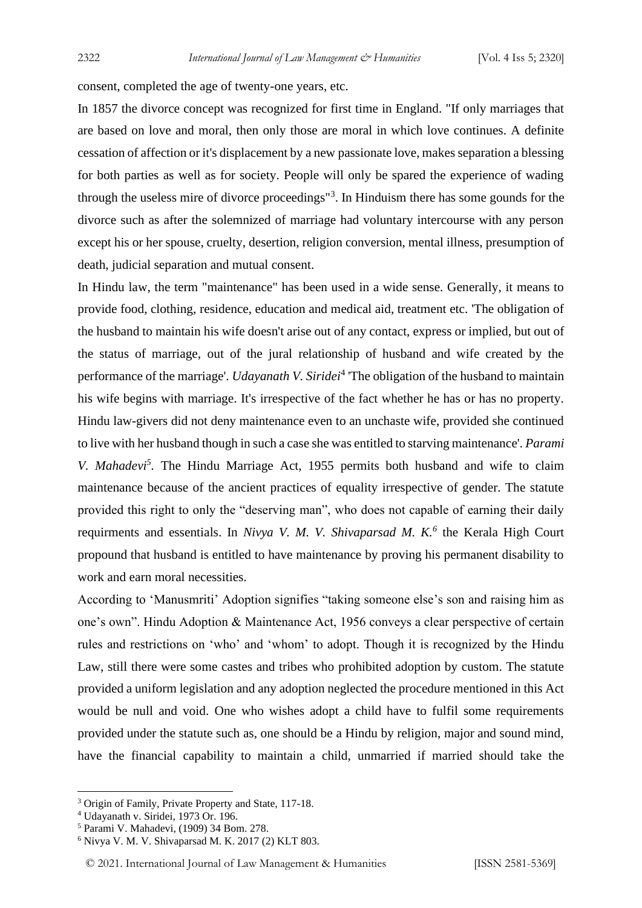consent, completed the age of twenty-one years, etc.

In 1857 the divorce concept was recognized for first time in England. "If only marriages that are based on love and moral, then only those are moral in which love continues. A definite cessation of affection or it's displacement by a new passionate love, makes separation a blessing for both parties as well as for society. People will only be spared the experience of wading through the useless mire of divorce proceedings"[3]. In Hinduism there has some gounds for the divorce such as after the solemnized of marriage had voluntary intercourse with any person except his or her spouse, cruelty, desertion, religion conversion, mental illness, presumption of death, judicial separation and mutual consent.

In Hindu law, the term "maintenance" has been used in a wide sense. Generally, it means to provide food, clothing, residence, education and medical aid, treatment etc. 'The obligation of the husband to maintain his wife doesn't arise out of any contact, express or implied, but out of the status of marriage, out of the jural relationship of husband and wife created by the performance of the marriage'. *Udayanath V. Siridei*[4] 'The obligation of the husband to maintain his wife begins with marriage. It's irrespective of the fact whether he has or has no property. Hindu law-givers did not deny maintenance even to an unchaste wife, provided she continued to live with her husband though in such a case she was entitled to starving maintenance'. *Parami V. Mahadevi*[5]. The Hindu Marriage Act, 1955 permits both husband and wife to claim maintenance because of the ancient practices of equality irrespective of gender. The statute provided this right to only the "deserving man", who does not capable of earning their daily requirments and essentials. In *Nivya V. M. V. Shivaparsad M. K.*[6] the Kerala High Court propound that husband is entitled to have maintenance by proving his permanent disability to work and earn moral necessities.

According to 'Manusmriti' Adoption signifies "taking someone else's son and raising him as one's own". Hindu Adoption & Maintenance Act, 1956 conveys a clear perspective of certain rules and restrictions on 'who' and 'whom' to adopt. Though it is recognized by the Hindu Law, still there were some castes and tribes who prohibited adoption by custom. The statute provided a uniform legislation and any adoption neglected the procedure mentioned in this Act would be null and void. One who wishes adopt a child have to fulfil some requirements provided under the statute such as, one should be a Hindu by religion, major and sound mind, have the financial capability to maintain a child, unmarried if married should take the

---

[3] Origin of Family, Private Property and State, 117-18.

[4] Udayanath v. Siridei, 1973 Or. 196.

[5] Parami V. Mahadevi, (1909) 34 Bom. 278.

[6] Nivya V. M. V. Shivaparsad M. K. 2017 (2) KLT 803.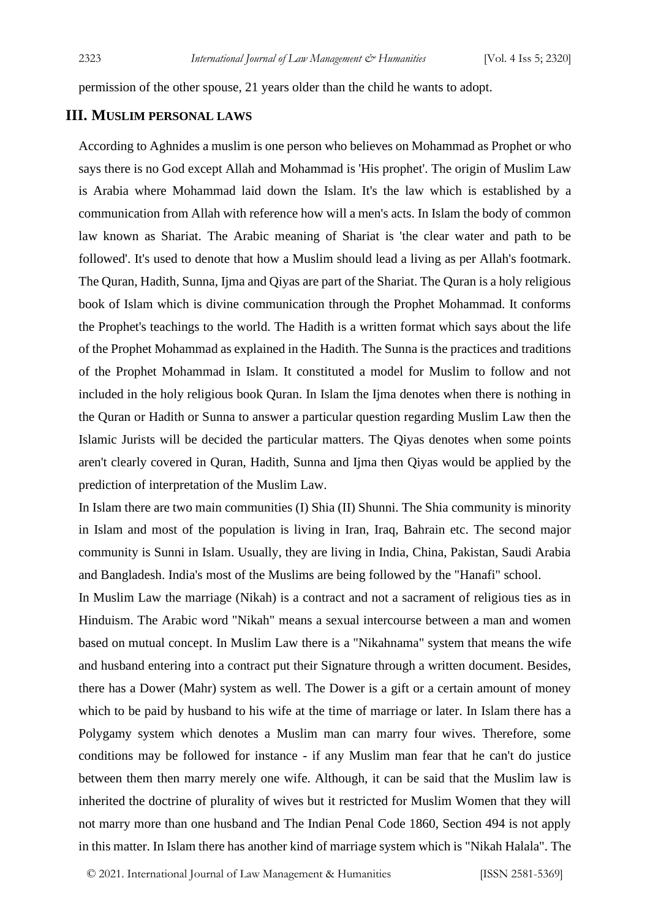permission of the other spouse, 21 years older than the child he wants to adopt.

## III. Muslim personal laws

According to Aghnides a muslim is one person who believes on Mohammad as Prophet or who says there is no God except Allah and Mohammad is 'His prophet'. The origin of Muslim Law is Arabia where Mohammad laid down the Islam. It's the law which is established by a communication from Allah with reference how will a men's acts. In Islam the body of common law known as Shariat. The Arabic meaning of Shariat is 'the clear water and path to be followed'. It's used to denote that how a Muslim should lead a living as per Allah's footmark. The Quran, Hadith, Sunna, Ijma and Qiyas are part of the Shariat. The Quran is a holy religious book of Islam which is divine communication through the Prophet Mohammad. It conforms the Prophet's teachings to the world. The Hadith is a written format which says about the life of the Prophet Mohammad as explained in the Hadith. The Sunna is the practices and traditions of the Prophet Mohammad in Islam. It constituted a model for Muslim to follow and not included in the holy religious book Quran. In Islam the Ijma denotes when there is nothing in the Quran or Hadith or Sunna to answer a particular question regarding Muslim Law then the Islamic Jurists will be decided the particular matters. The Qiyas denotes when some points aren't clearly covered in Quran, Hadith, Sunna and Ijma then Qiyas would be applied by the prediction of interpretation of the Muslim Law.

In Islam there are two main communities (I) Shia (II) Shunni. The Shia community is minority in Islam and most of the population is living in Iran, Iraq, Bahrain etc. The second major community is Sunni in Islam. Usually, they are living in India, China, Pakistan, Saudi Arabia and Bangladesh. India's most of the Muslims are being followed by the "Hanafi" school.

In Muslim Law the marriage (Nikah) is a contract and not a sacrament of religious ties as in Hinduism. The Arabic word "Nikah" means a sexual intercourse between a man and women based on mutual concept. In Muslim Law there is a "Nikahnama" system that means the wife and husband entering into a contract put their Signature through a written document. Besides, there has a Dower (Mahr) system as well. The Dower is a gift or a certain amount of money which to be paid by husband to his wife at the time of marriage or later. In Islam there has a Polygamy system which denotes a Muslim man can marry four wives. Therefore, some conditions may be followed for instance - if any Muslim man fear that he can't do justice between them then marry merely one wife. Although, it can be said that the Muslim law is inherited the doctrine of plurality of wives but it restricted for Muslim Women that they will not marry more than one husband and The Indian Penal Code 1860, Section 494 is not apply in this matter. In Islam there has another kind of marriage system which is "Nikah Halala". The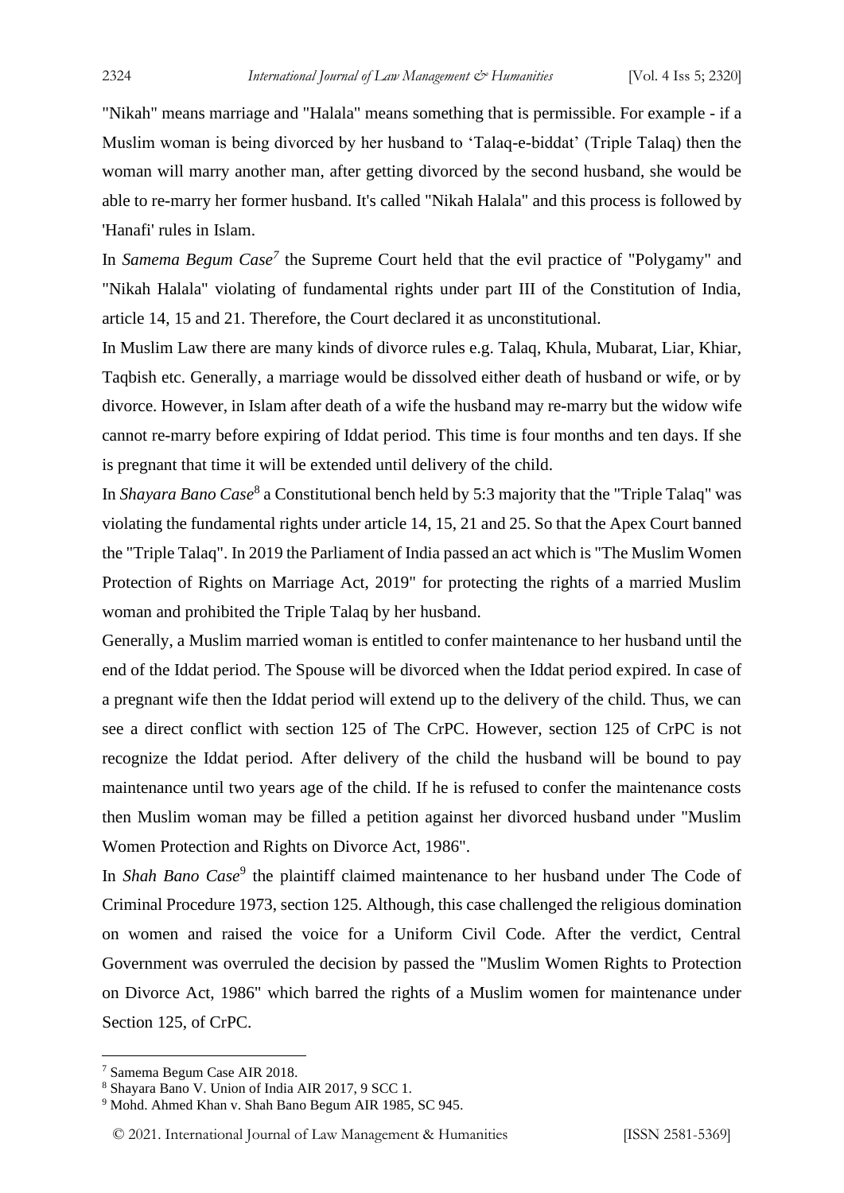"Nikah" means marriage and "Halala" means something that is permissible. For example - if a Muslim woman is being divorced by her husband to 'Talaq-e-biddat' (Triple Talaq) then the woman will marry another man, after getting divorced by the second husband, she would be able to re-marry her former husband. It's called "Nikah Halala" and this process is followed by 'Hanafi' rules in Islam.

In *Samema Begum Case*[7] the Supreme Court held that the evil practice of "Polygamy" and "Nikah Halala" violating of fundamental rights under part III of the Constitution of India, article 14, 15 and 21. Therefore, the Court declared it as unconstitutional.

In Muslim Law there are many kinds of divorce rules e.g. Talaq, Khula, Mubarat, Liar, Khiar, Taqbish etc. Generally, a marriage would be dissolved either death of husband or wife, or by divorce. However, in Islam after death of a wife the husband may re-marry but the widow wife cannot re-marry before expiring of Iddat period. This time is four months and ten days. If she is pregnant that time it will be extended until delivery of the child.

In *Shayara Bano Case*[8] a Constitutional bench held by 5:3 majority that the "Triple Talaq" was violating the fundamental rights under article 14, 15, 21 and 25. So that the Apex Court banned the "Triple Talaq". In 2019 the Parliament of India passed an act which is "The Muslim Women Protection of Rights on Marriage Act, 2019" for protecting the rights of a married Muslim woman and prohibited the Triple Talaq by her husband.

Generally, a Muslim married woman is entitled to confer maintenance to her husband until the end of the Iddat period. The Spouse will be divorced when the Iddat period expired. In case of a pregnant wife then the Iddat period will extend up to the delivery of the child. Thus, we can see a direct conflict with section 125 of The CrPC. However, section 125 of CrPC is not recognize the Iddat period. After delivery of the child the husband will be bound to pay maintenance until two years age of the child. If he is refused to confer the maintenance costs then Muslim woman may be filled a petition against her divorced husband under "Muslim Women Protection and Rights on Divorce Act, 1986".

In *Shah Bano Case*[9] the plaintiff claimed maintenance to her husband under The Code of Criminal Procedure 1973, section 125. Although, this case challenged the religious domination on women and raised the voice for a Uniform Civil Code. After the verdict, Central Government was overruled the decision by passed the "Muslim Women Rights to Protection on Divorce Act, 1986" which barred the rights of a Muslim women for maintenance under Section 125, of CrPC.

---

[7] Samema Begum Case AIR 2018.

[8] Shayara Bano V. Union of India AIR 2017, 9 SCC 1.

[9] Mohd. Ahmed Khan v. Shah Bano Begum AIR 1985, SC 945.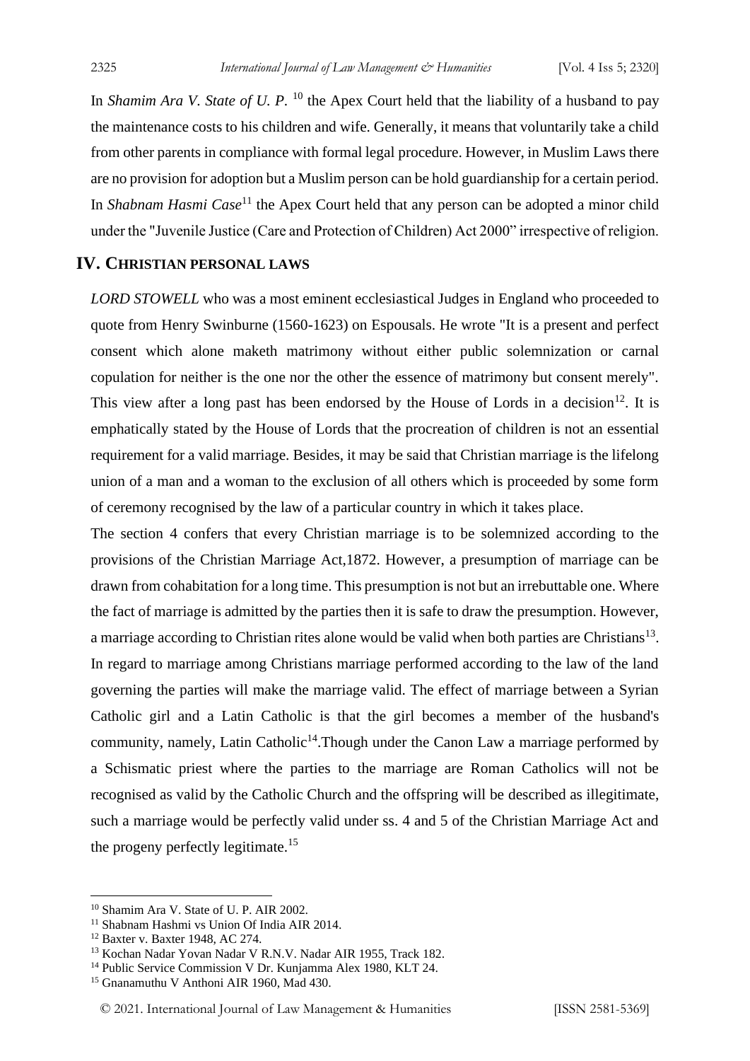In *Shamim Ara V. State of U. P.* [10] the Apex Court held that the liability of a husband to pay the maintenance costs to his children and wife. Generally, it means that voluntarily take a child from other parents in compliance with formal legal procedure. However, in Muslim Laws there are no provision for adoption but a Muslim person can be hold guardianship for a certain period. In *Shabnam Hasmi Case*[11] the Apex Court held that any person can be adopted a minor child under the "Juvenile Justice (Care and Protection of Children) Act 2000" irrespective of religion.

## IV. Christian Personal Laws

*LORD STOWELL* who was a most eminent ecclesiastical Judges in England who proceeded to quote from Henry Swinburne (1560-1623) on Espousals. He wrote "It is a present and perfect consent which alone maketh matrimony without either public solemnization or carnal copulation for neither is the one nor the other the essence of matrimony but consent merely". This view after a long past has been endorsed by the House of Lords in a decision[12]. It is emphatically stated by the House of Lords that the procreation of children is not an essential requirement for a valid marriage. Besides, it may be said that Christian marriage is the lifelong union of a man and a woman to the exclusion of all others which is proceeded by some form of ceremony recognised by the law of a particular country in which it takes place.

The section 4 confers that every Christian marriage is to be solemnized according to the provisions of the Christian Marriage Act,1872. However, a presumption of marriage can be drawn from cohabitation for a long time. This presumption is not but an irrebuttable one. Where the fact of marriage is admitted by the parties then it is safe to draw the presumption. However, a marriage according to Christian rites alone would be valid when both parties are Christians[13]. In regard to marriage among Christians marriage performed according to the law of the land governing the parties will make the marriage valid. The effect of marriage between a Syrian Catholic girl and a Latin Catholic is that the girl becomes a member of the husband's community, namely, Latin Catholic[14].Though under the Canon Law a marriage performed by a Schismatic priest where the parties to the marriage are Roman Catholics will not be recognised as valid by the Catholic Church and the offspring will be described as illegitimate, such a marriage would be perfectly valid under ss. 4 and 5 of the Christian Marriage Act and the progeny perfectly legitimate.[15]

---

[10] Shamim Ara V. State of U. P. AIR 2002.

[11] Shabnam Hashmi vs Union Of India AIR 2014.

[12] Baxter v. Baxter 1948, AC 274.

[13] Kochan Nadar Yovan Nadar V R.N.V. Nadar AIR 1955, Track 182.

[14] Public Service Commission V Dr. Kunjamma Alex 1980, KLT 24.

[15] Gnanamuthu V Anthoni AIR 1960, Mad 430.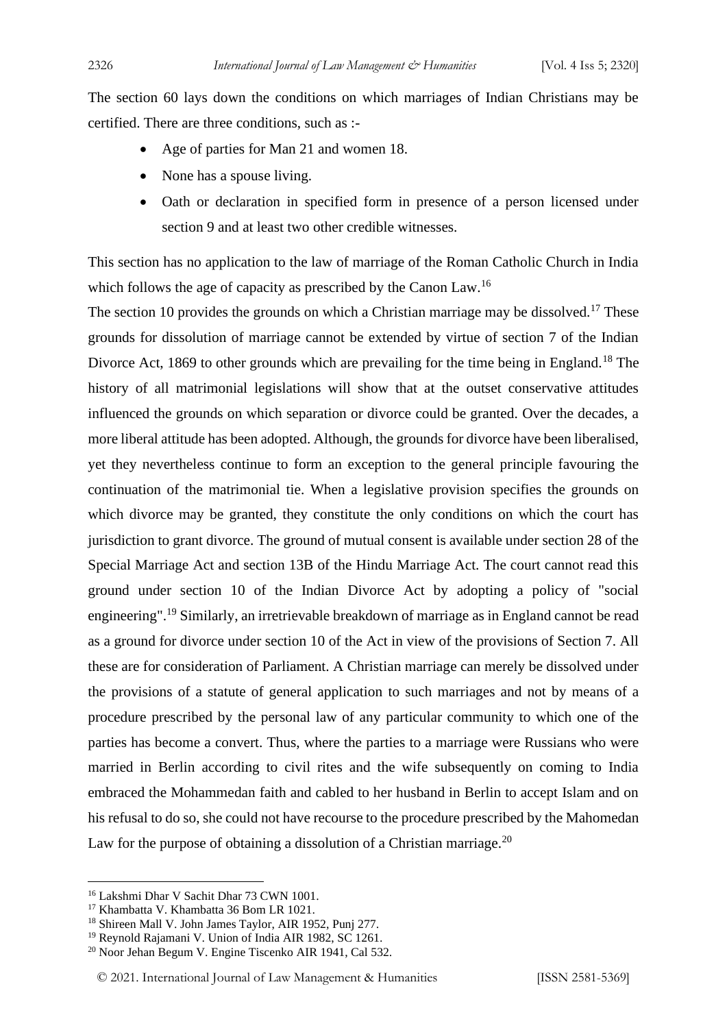The section 60 lays down the conditions on which marriages of Indian Christians may be certified. There are three conditions, such as :-

- Age of parties for Man 21 and women 18.
- None has a spouse living.
- Oath or declaration in specified form in presence of a person licensed under section 9 and at least two other credible witnesses.

This section has no application to the law of marriage of the Roman Catholic Church in India which follows the age of capacity as prescribed by the Canon Law.[16]

The section 10 provides the grounds on which a Christian marriage may be dissolved.[17] These grounds for dissolution of marriage cannot be extended by virtue of section 7 of the Indian Divorce Act, 1869 to other grounds which are prevailing for the time being in England.[18] The history of all matrimonial legislations will show that at the outset conservative attitudes influenced the grounds on which separation or divorce could be granted. Over the decades, a more liberal attitude has been adopted. Although, the grounds for divorce have been liberalised, yet they nevertheless continue to form an exception to the general principle favouring the continuation of the matrimonial tie. When a legislative provision specifies the grounds on which divorce may be granted, they constitute the only conditions on which the court has jurisdiction to grant divorce. The ground of mutual consent is available under section 28 of the Special Marriage Act and section 13B of the Hindu Marriage Act. The court cannot read this ground under section 10 of the Indian Divorce Act by adopting a policy of "social engineering".[19] Similarly, an irretrievable breakdown of marriage as in England cannot be read as a ground for divorce under section 10 of the Act in view of the provisions of Section 7. All these are for consideration of Parliament. A Christian marriage can merely be dissolved under the provisions of a statute of general application to such marriages and not by means of a procedure prescribed by the personal law of any particular community to which one of the parties has become a convert. Thus, where the parties to a marriage were Russians who were married in Berlin according to civil rites and the wife subsequently on coming to India embraced the Mohammedan faith and cabled to her husband in Berlin to accept Islam and on his refusal to do so, she could not have recourse to the procedure prescribed by the Mahomedan Law for the purpose of obtaining a dissolution of a Christian marriage.[20]

---

[16] Lakshmi Dhar V Sachit Dhar 73 CWN 1001.

[17] Khambatta V. Khambatta 36 Bom LR 1021.

[18] Shireen Mall V. John James Taylor, AIR 1952, Punj 277.

[19] Reynold Rajamani V. Union of India AIR 1982, SC 1261.

[20] Noor Jehan Begum V. Engine Tiscenko AIR 1941, Cal 532.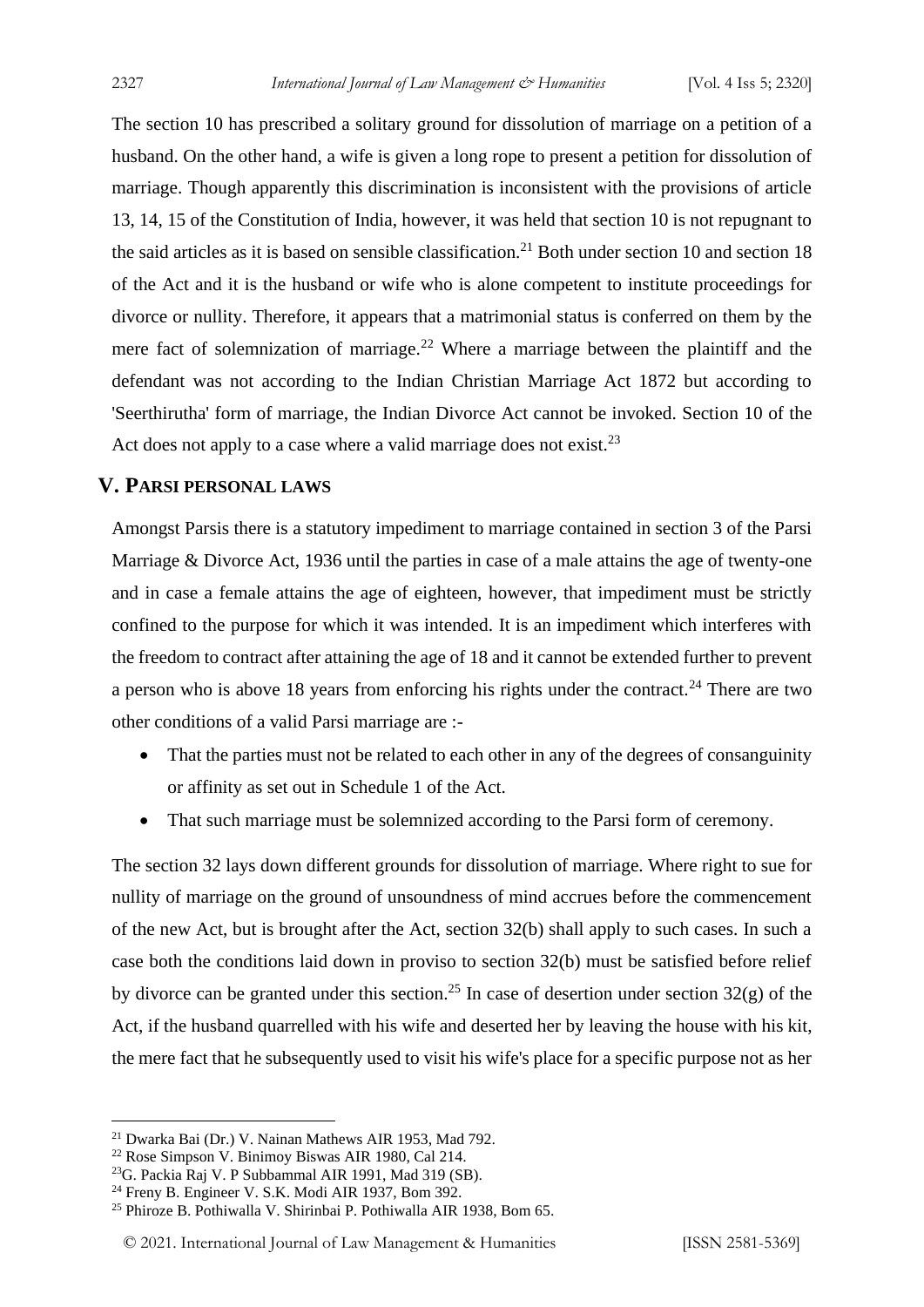The section 10 has prescribed a solitary ground for dissolution of marriage on a petition of a husband. On the other hand, a wife is given a long rope to present a petition for dissolution of marriage. Though apparently this discrimination is inconsistent with the provisions of article 13, 14, 15 of the Constitution of India, however, it was held that section 10 is not repugnant to the said articles as it is based on sensible classification.[21] Both under section 10 and section 18 of the Act and it is the husband or wife who is alone competent to institute proceedings for divorce or nullity. Therefore, it appears that a matrimonial status is conferred on them by the mere fact of solemnization of marriage.[22] Where a marriage between the plaintiff and the defendant was not according to the Indian Christian Marriage Act 1872 but according to 'Seerthirutha' form of marriage, the Indian Divorce Act cannot be invoked. Section 10 of the Act does not apply to a case where a valid marriage does not exist.[23]

## V. Parsi personal laws

Amongst Parsis there is a statutory impediment to marriage contained in section 3 of the Parsi Marriage & Divorce Act, 1936 until the parties in case of a male attains the age of twenty-one and in case a female attains the age of eighteen, however, that impediment must be strictly confined to the purpose for which it was intended. It is an impediment which interferes with the freedom to contract after attaining the age of 18 and it cannot be extended further to prevent a person who is above 18 years from enforcing his rights under the contract.[24] There are two other conditions of a valid Parsi marriage are :-

- That the parties must not be related to each other in any of the degrees of consanguinity or affinity as set out in Schedule 1 of the Act.
- That such marriage must be solemnized according to the Parsi form of ceremony.

The section 32 lays down different grounds for dissolution of marriage. Where right to sue for nullity of marriage on the ground of unsoundness of mind accrues before the commencement of the new Act, but is brought after the Act, section 32(b) shall apply to such cases. In such a case both the conditions laid down in proviso to section 32(b) must be satisfied before relief by divorce can be granted under this section.[25] In case of desertion under section 32(g) of the Act, if the husband quarrelled with his wife and deserted her by leaving the house with his kit, the mere fact that he subsequently used to visit his wife's place for a specific purpose not as her

---

[21] Dwarka Bai (Dr.) V. Nainan Mathews AIR 1953, Mad 792.

[22] Rose Simpson V. Binimoy Biswas AIR 1980, Cal 214.

[23] G. Packia Raj V. P Subbammal AIR 1991, Mad 319 (SB).

[24] Freny B. Engineer V. S.K. Modi AIR 1937, Bom 392.

[25] Phiroze B. Pothiwalla V. Shirinbai P. Pothiwalla AIR 1938, Bom 65.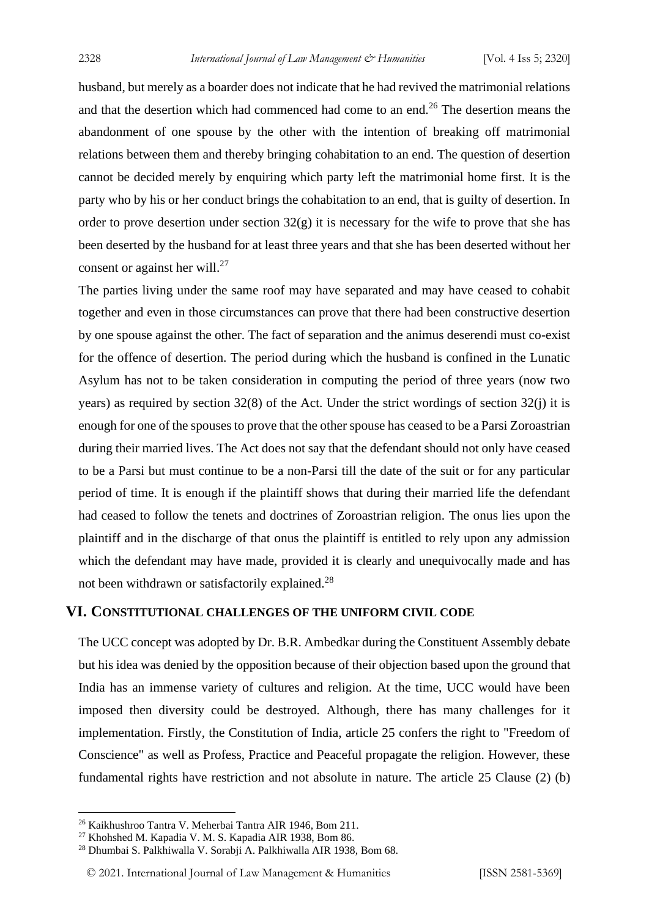husband, but merely as a boarder does not indicate that he had revived the matrimonial relations and that the desertion which had commenced had come to an end.[26] The desertion means the abandonment of one spouse by the other with the intention of breaking off matrimonial relations between them and thereby bringing cohabitation to an end. The question of desertion cannot be decided merely by enquiring which party left the matrimonial home first. It is the party who by his or her conduct brings the cohabitation to an end, that is guilty of desertion. In order to prove desertion under section 32(g) it is necessary for the wife to prove that she has been deserted by the husband for at least three years and that she has been deserted without her consent or against her will.[27]

The parties living under the same roof may have separated and may have ceased to cohabit together and even in those circumstances can prove that there had been constructive desertion by one spouse against the other. The fact of separation and the animus deserendi must co-exist for the offence of desertion. The period during which the husband is confined in the Lunatic Asylum has not to be taken consideration in computing the period of three years (now two years) as required by section 32(8) of the Act. Under the strict wordings of section 32(j) it is enough for one of the spouses to prove that the other spouse has ceased to be a Parsi Zoroastrian during their married lives. The Act does not say that the defendant should not only have ceased to be a Parsi but must continue to be a non-Parsi till the date of the suit or for any particular period of time. It is enough if the plaintiff shows that during their married life the defendant had ceased to follow the tenets and doctrines of Zoroastrian religion. The onus lies upon the plaintiff and in the discharge of that onus the plaintiff is entitled to rely upon any admission which the defendant may have made, provided it is clearly and unequivocally made and has not been withdrawn or satisfactorily explained.[28]

## VI. Constitutional challenges of the uniform civil code

The UCC concept was adopted by Dr. B.R. Ambedkar during the Constituent Assembly debate but his idea was denied by the opposition because of their objection based upon the ground that India has an immense variety of cultures and religion. At the time, UCC would have been imposed then diversity could be destroyed. Although, there has many challenges for it implementation. Firstly, the Constitution of India, article 25 confers the right to "Freedom of Conscience" as well as Profess, Practice and Peaceful propagate the religion. However, these fundamental rights have restriction and not absolute in nature. The article 25 Clause (2) (b)

---

[26] Kaikhushroo Tantra V. Meherbai Tantra AIR 1946, Bom 211.

[27] Khohshed M. Kapadia V. M. S. Kapadia AIR 1938, Bom 86.

[28] Dhumbai S. Palkhiwalla V. Sorabji A. Palkhiwalla AIR 1938, Bom 68.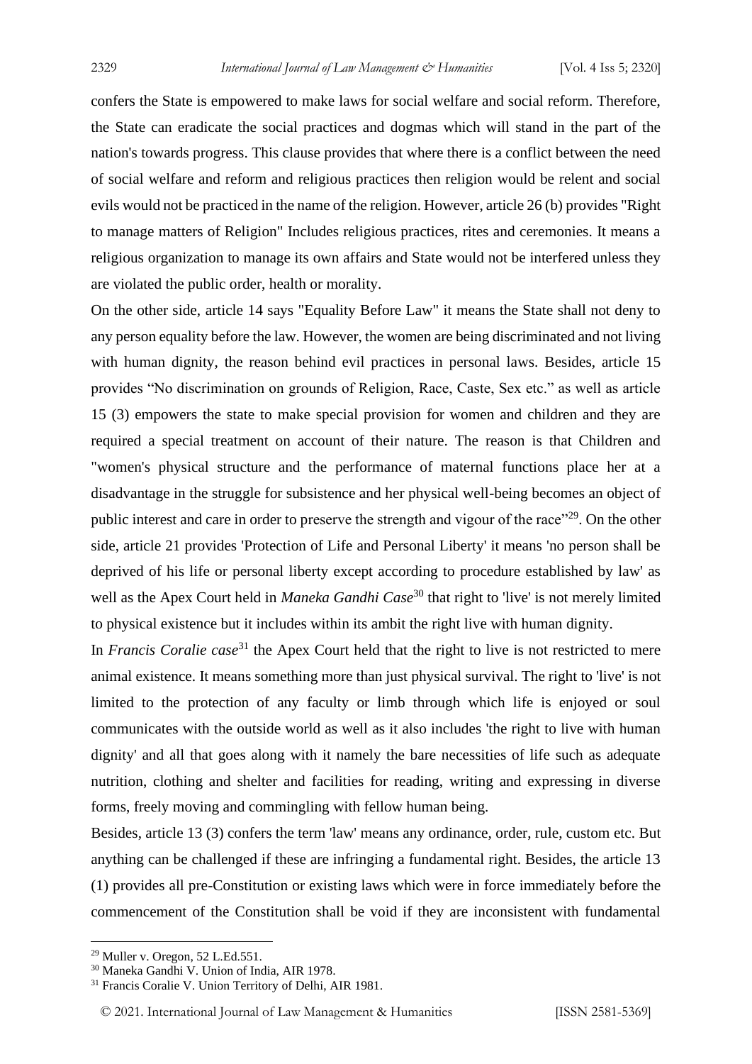confers the State is empowered to make laws for social welfare and social reform. Therefore, the State can eradicate the social practices and dogmas which will stand in the part of the nation's towards progress. This clause provides that where there is a conflict between the need of social welfare and reform and religious practices then religion would be relent and social evils would not be practiced in the name of the religion. However, article 26 (b) provides "Right to manage matters of Religion" Includes religious practices, rites and ceremonies. It means a religious organization to manage its own affairs and State would not be interfered unless they are violated the public order, health or morality.

On the other side, article 14 says "Equality Before Law" it means the State shall not deny to any person equality before the law. However, the women are being discriminated and not living with human dignity, the reason behind evil practices in personal laws. Besides, article 15 provides "No discrimination on grounds of Religion, Race, Caste, Sex etc." as well as article 15 (3) empowers the state to make special provision for women and children and they are required a special treatment on account of their nature. The reason is that Children and "women's physical structure and the performance of maternal functions place her at a disadvantage in the struggle for subsistence and her physical well-being becomes an object of public interest and care in order to preserve the strength and vigour of the race"[29]. On the other side, article 21 provides 'Protection of Life and Personal Liberty' it means 'no person shall be deprived of his life or personal liberty except according to procedure established by law' as well as the Apex Court held in *Maneka Gandhi Case*[30] that right to 'live' is not merely limited to physical existence but it includes within its ambit the right live with human dignity.

In *Francis Coralie case*[31] the Apex Court held that the right to live is not restricted to mere animal existence. It means something more than just physical survival. The right to 'live' is not limited to the protection of any faculty or limb through which life is enjoyed or soul communicates with the outside world as well as it also includes 'the right to live with human dignity' and all that goes along with it namely the bare necessities of life such as adequate nutrition, clothing and shelter and facilities for reading, writing and expressing in diverse forms, freely moving and commingling with fellow human being.

Besides, article 13 (3) confers the term 'law' means any ordinance, order, rule, custom etc. But anything can be challenged if these are infringing a fundamental right. Besides, the article 13 (1) provides all pre-Constitution or existing laws which were in force immediately before the commencement of the Constitution shall be void if they are inconsistent with fundamental

---

[29] Muller v. Oregon, 52 L.Ed.551.

[30] Maneka Gandhi V. Union of India, AIR 1978.

[31] Francis Coralie V. Union Territory of Delhi, AIR 1981.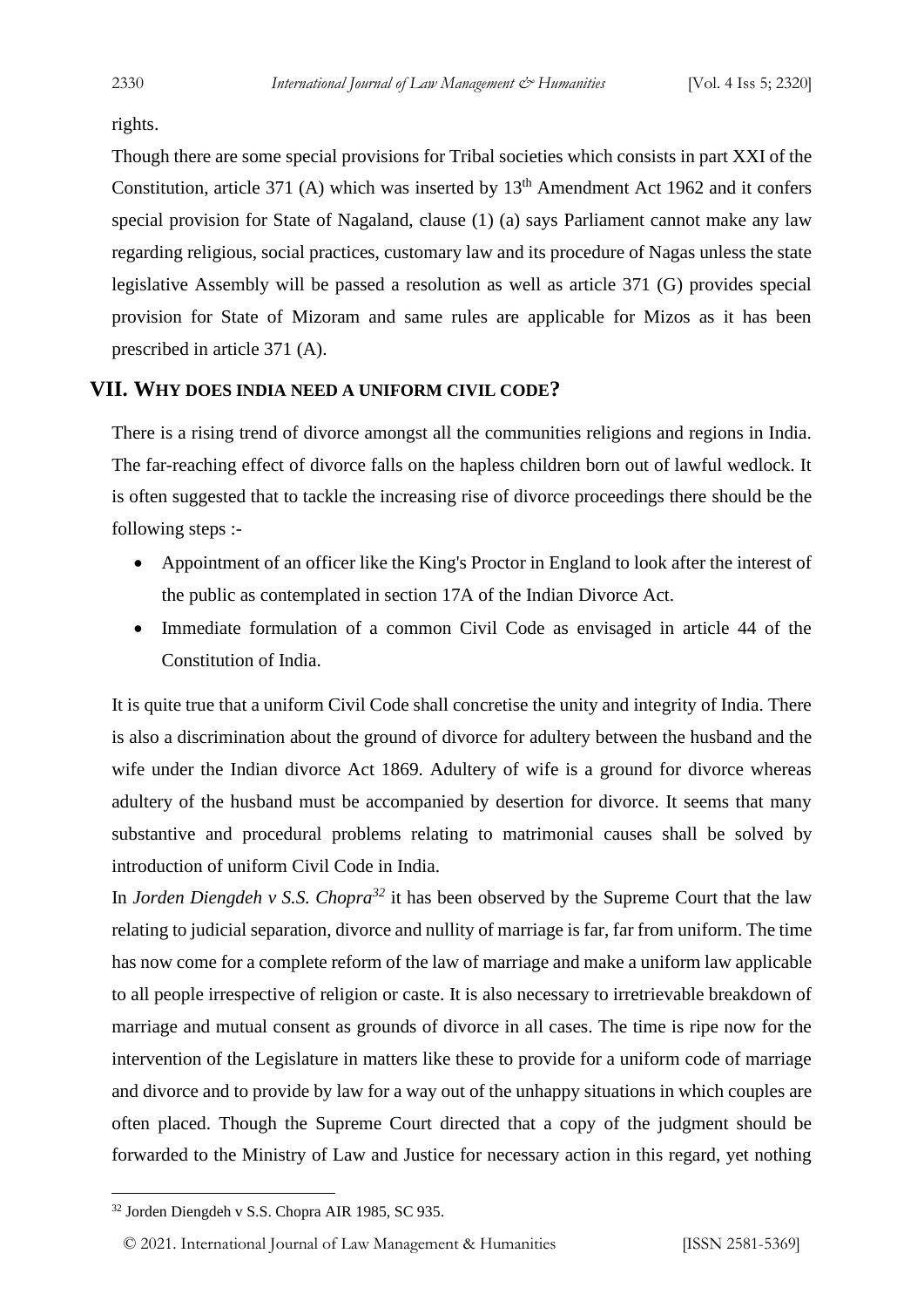rights.

Though there are some special provisions for Tribal societies which consists in part XXI of the Constitution, article 371 (A) which was inserted by 13th Amendment Act 1962 and it confers special provision for State of Nagaland, clause (1) (a) says Parliament cannot make any law regarding religious, social practices, customary law and its procedure of Nagas unless the state legislative Assembly will be passed a resolution as well as article 371 (G) provides special provision for State of Mizoram and same rules are applicable for Mizos as it has been prescribed in article 371 (A).

## VII. WHY DOES INDIA NEED A UNIFORM CIVIL CODE?

There is a rising trend of divorce amongst all the communities religions and regions in India. The far-reaching effect of divorce falls on the hapless children born out of lawful wedlock. It is often suggested that to tackle the increasing rise of divorce proceedings there should be the following steps :-

- Appointment of an officer like the King's Proctor in England to look after the interest of the public as contemplated in section 17A of the Indian Divorce Act.
- Immediate formulation of a common Civil Code as envisaged in article 44 of the Constitution of India.

It is quite true that a uniform Civil Code shall concretise the unity and integrity of India. There is also a discrimination about the ground of divorce for adultery between the husband and the wife under the Indian divorce Act 1869. Adultery of wife is a ground for divorce whereas adultery of the husband must be accompanied by desertion for divorce. It seems that many substantive and procedural problems relating to matrimonial causes shall be solved by introduction of uniform Civil Code in India.

In *Jorden Diengdeh v S.S. Chopra*[32] it has been observed by the Supreme Court that the law relating to judicial separation, divorce and nullity of marriage is far, far from uniform. The time has now come for a complete reform of the law of marriage and make a uniform law applicable to all people irrespective of religion or caste. It is also necessary to irretrievable breakdown of marriage and mutual consent as grounds of divorce in all cases. The time is ripe now for the intervention of the Legislature in matters like these to provide for a uniform code of marriage and divorce and to provide by law for a way out of the unhappy situations in which couples are often placed. Though the Supreme Court directed that a copy of the judgment should be forwarded to the Ministry of Law and Justice for necessary action in this regard, yet nothing

[32] Jorden Diengdeh v S.S. Chopra AIR 1985, SC 935.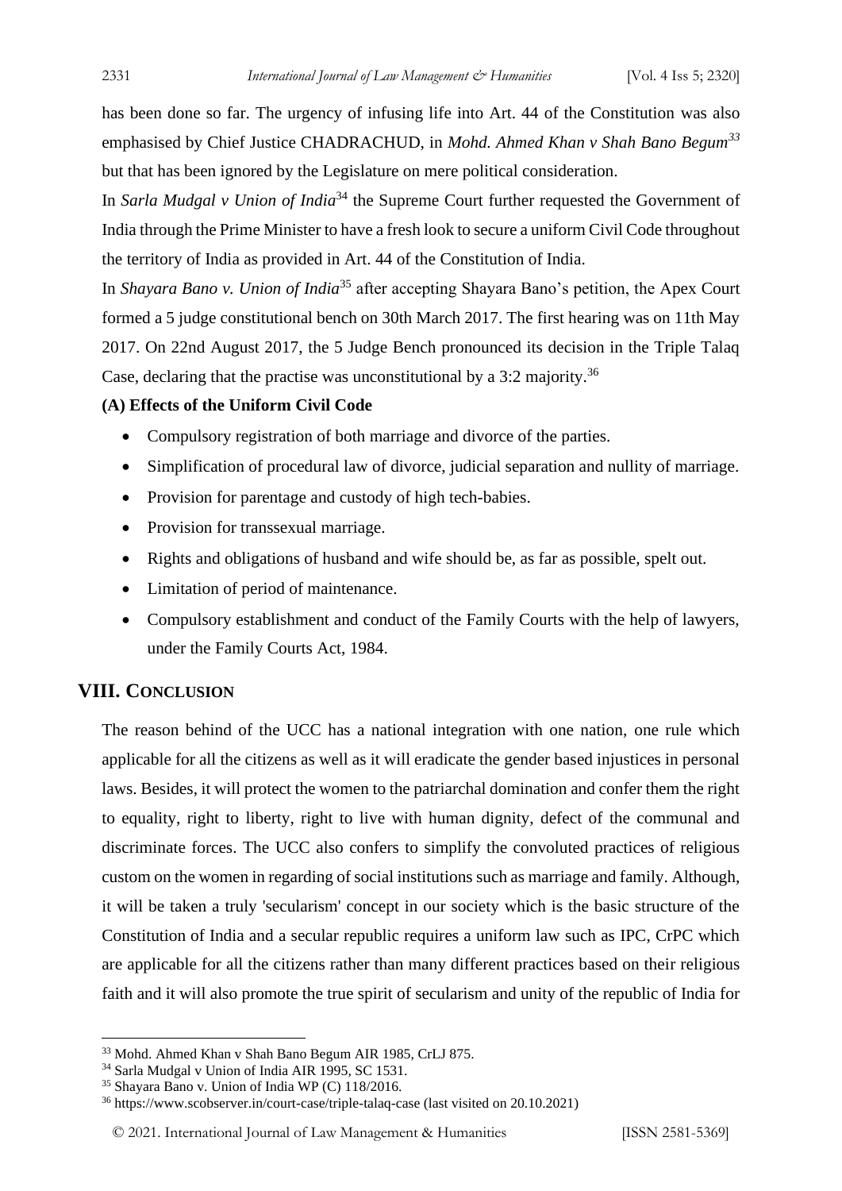has been done so far. The urgency of infusing life into Art. 44 of the Constitution was also emphasised by Chief Justice CHADRACHUD, in *Mohd. Ahmed Khan v Shah Bano Begum*[33] but that has been ignored by the Legislature on mere political consideration.

In *Sarla Mudgal v Union of India*[34] the Supreme Court further requested the Government of India through the Prime Minister to have a fresh look to secure a uniform Civil Code throughout the territory of India as provided in Art. 44 of the Constitution of India.

In *Shayara Bano v. Union of India*[35] after accepting Shayara Bano's petition, the Apex Court formed a 5 judge constitutional bench on 30th March 2017. The first hearing was on 11th May 2017. On 22nd August 2017, the 5 Judge Bench pronounced its decision in the Triple Talaq Case, declaring that the practise was unconstitutional by a 3:2 majority.[36]

**(A) Effects of the Uniform Civil Code**

- Compulsory registration of both marriage and divorce of the parties.
- Simplification of procedural law of divorce, judicial separation and nullity of marriage.
- Provision for parentage and custody of high tech-babies.
- Provision for transsexual marriage.
- Rights and obligations of husband and wife should be, as far as possible, spelt out.
- Limitation of period of maintenance.
- Compulsory establishment and conduct of the Family Courts with the help of lawyers, under the Family Courts Act, 1984.

## VIII. Conclusion

The reason behind of the UCC has a national integration with one nation, one rule which applicable for all the citizens as well as it will eradicate the gender based injustices in personal laws. Besides, it will protect the women to the patriarchal domination and confer them the right to equality, right to liberty, right to live with human dignity, defect of the communal and discriminate forces. The UCC also confers to simplify the convoluted practices of religious custom on the women in regarding of social institutions such as marriage and family. Although, it will be taken a truly 'secularism' concept in our society which is the basic structure of the Constitution of India and a secular republic requires a uniform law such as IPC, CrPC which are applicable for all the citizens rather than many different practices based on their religious faith and it will also promote the true spirit of secularism and unity of the republic of India for

---

[33] Mohd. Ahmed Khan v Shah Bano Begum AIR 1985, CrLJ 875.

[34] Sarla Mudgal v Union of India AIR 1995, SC 1531.

[35] Shayara Bano v. Union of India WP (C) 118/2016.

[36] https://www.scobserver.in/court-case/triple-talaq-case (last visited on 20.10.2021)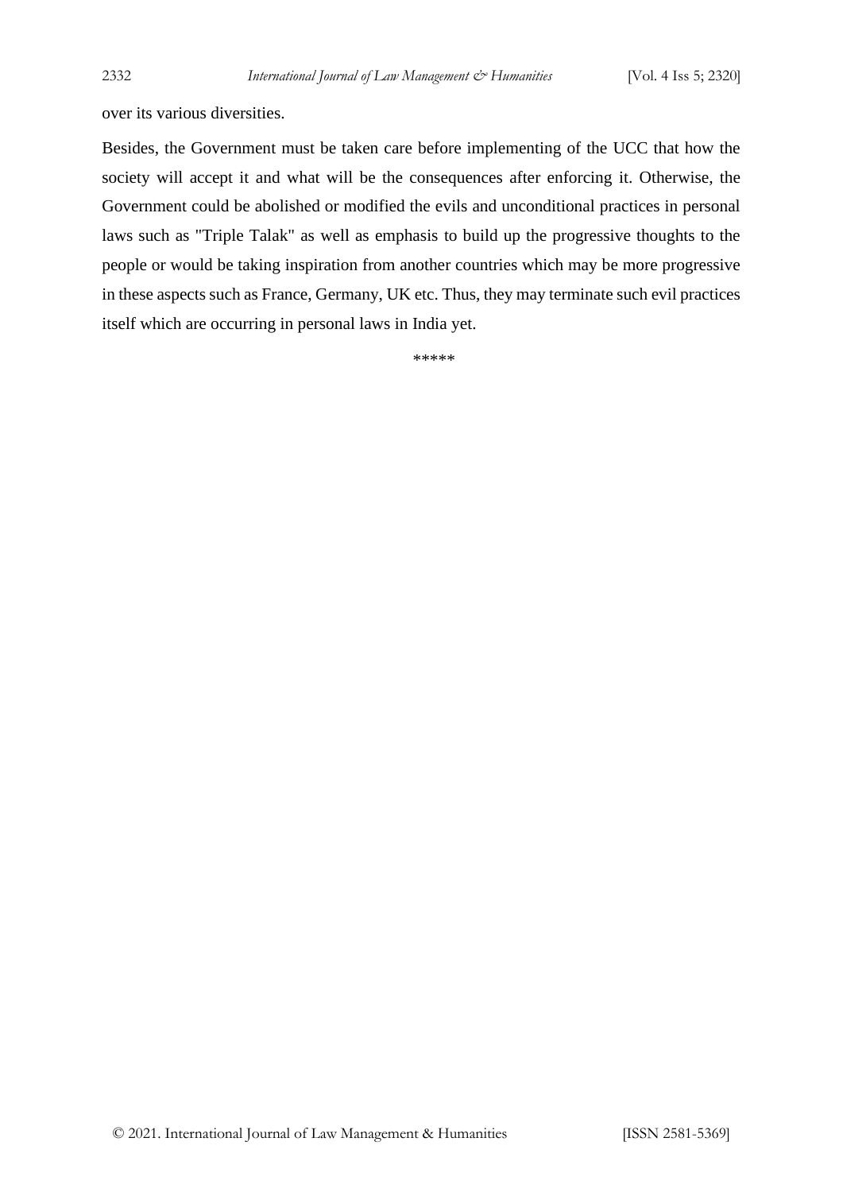over its various diversities.

Besides, the Government must be taken care before implementing of the UCC that how the society will accept it and what will be the consequences after enforcing it. Otherwise, the Government could be abolished or modified the evils and unconditional practices in personal laws such as "Triple Talak" as well as emphasis to build up the progressive thoughts to the people or would be taking inspiration from another countries which may be more progressive in these aspects such as France, Germany, UK etc. Thus, they may terminate such evil practices itself which are occurring in personal laws in India yet.

*****